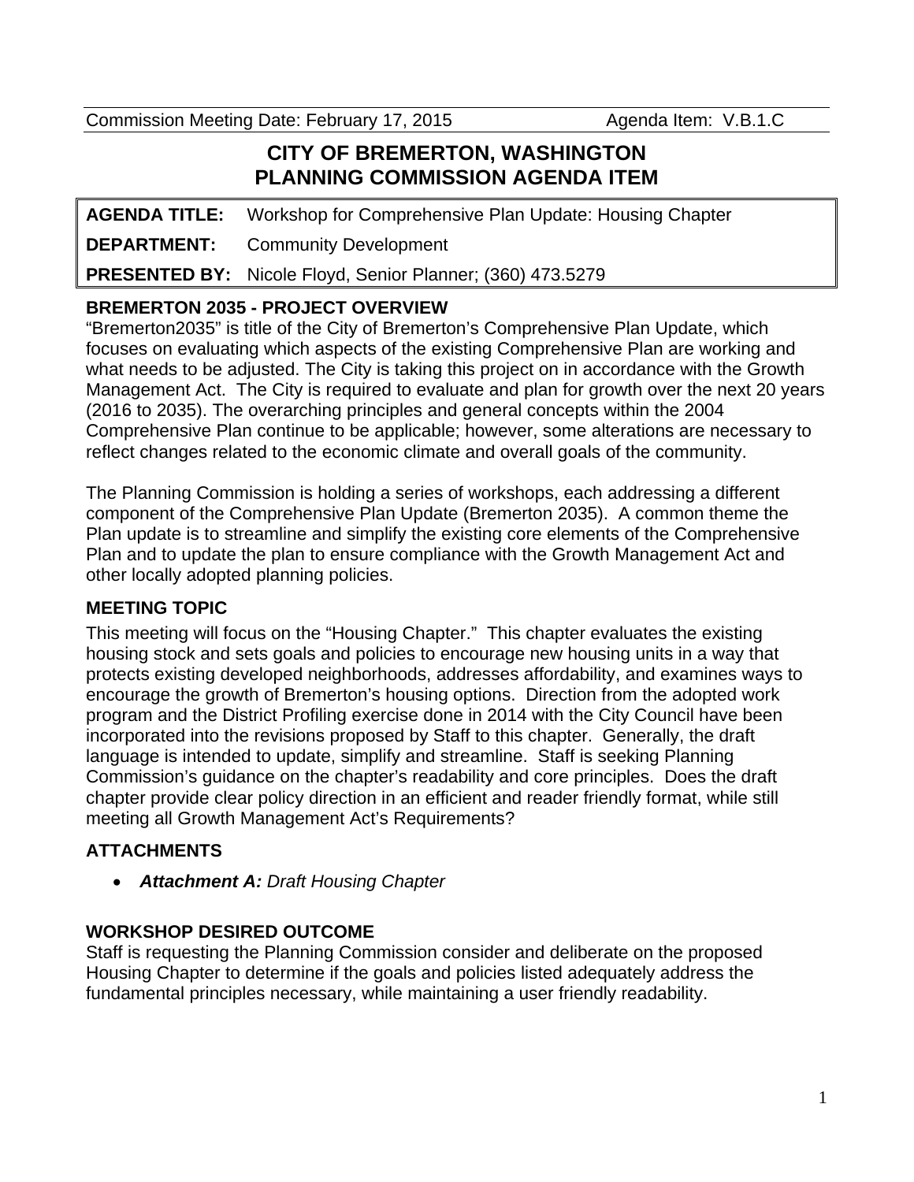Commission Meeting Date: February 17, 2015 | Agenda Item: V.B.1.C

# CITY OF BREMERTON, WASHINGTON
# PLANNING COMMISSION AGENDA ITEM

| | |
|---|---|
| **AGENDA TITLE:** | Workshop for Comprehensive Plan Update: Housing Chapter |
| **DEPARTMENT:** | Community Development |
| **PRESENTED BY:** | Nicole Floyd, Senior Planner; (360) 473.5279 |

## BREMERTON 2035 - PROJECT OVERVIEW

"Bremerton2035" is title of the City of Bremerton's Comprehensive Plan Update, which focuses on evaluating which aspects of the existing Comprehensive Plan are working and what needs to be adjusted. The City is taking this project on in accordance with the Growth Management Act. The City is required to evaluate and plan for growth over the next 20 years (2016 to 2035). The overarching principles and general concepts within the 2004 Comprehensive Plan continue to be applicable; however, some alterations are necessary to reflect changes related to the economic climate and overall goals of the community.

The Planning Commission is holding a series of workshops, each addressing a different component of the Comprehensive Plan Update (Bremerton 2035). A common theme the Plan update is to streamline and simplify the existing core elements of the Comprehensive Plan and to update the plan to ensure compliance with the Growth Management Act and other locally adopted planning policies.

## MEETING TOPIC

This meeting will focus on the "Housing Chapter." This chapter evaluates the existing housing stock and sets goals and policies to encourage new housing units in a way that protects existing developed neighborhoods, addresses affordability, and examines ways to encourage the growth of Bremerton's housing options. Direction from the adopted work program and the District Profiling exercise done in 2014 with the City Council have been incorporated into the revisions proposed by Staff to this chapter. Generally, the draft language is intended to update, simplify and streamline. Staff is seeking Planning Commission's guidance on the chapter's readability and core principles. Does the draft chapter provide clear policy direction in an efficient and reader friendly format, while still meeting all Growth Management Act's Requirements?

## ATTACHMENTS

- ***Attachment A:*** *Draft Housing Chapter*

## WORKSHOP DESIRED OUTCOME

Staff is requesting the Planning Commission consider and deliberate on the proposed Housing Chapter to determine if the goals and policies listed adequately address the fundamental principles necessary, while maintaining a user friendly readability.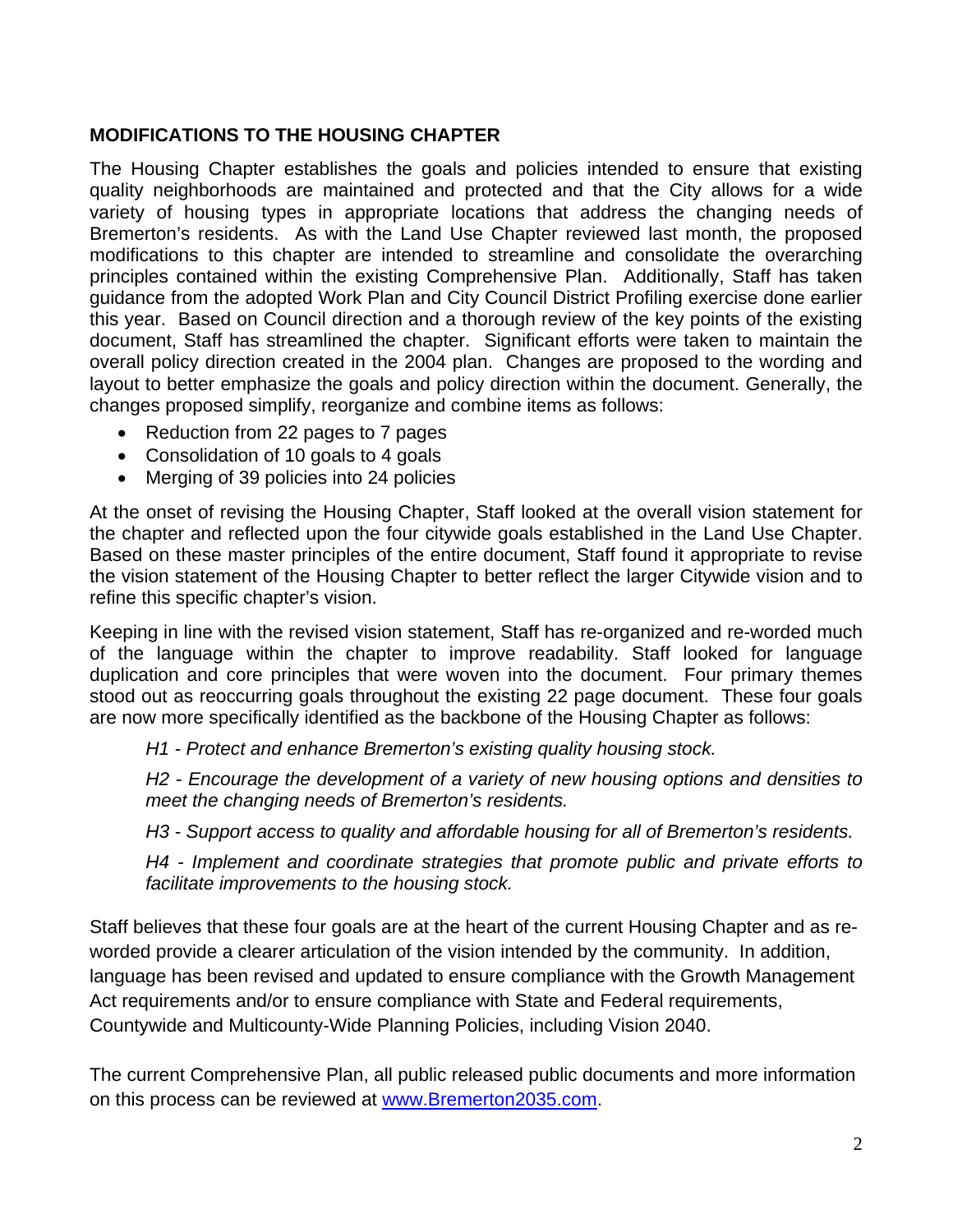## MODIFICATIONS TO THE HOUSING CHAPTER

The Housing Chapter establishes the goals and policies intended to ensure that existing quality neighborhoods are maintained and protected and that the City allows for a wide variety of housing types in appropriate locations that address the changing needs of Bremerton's residents. As with the Land Use Chapter reviewed last month, the proposed modifications to this chapter are intended to streamline and consolidate the overarching principles contained within the existing Comprehensive Plan. Additionally, Staff has taken guidance from the adopted Work Plan and City Council District Profiling exercise done earlier this year. Based on Council direction and a thorough review of the key points of the existing document, Staff has streamlined the chapter. Significant efforts were taken to maintain the overall policy direction created in the 2004 plan. Changes are proposed to the wording and layout to better emphasize the goals and policy direction within the document. Generally, the changes proposed simplify, reorganize and combine items as follows:

- Reduction from 22 pages to 7 pages
- Consolidation of 10 goals to 4 goals
- Merging of 39 policies into 24 policies

At the onset of revising the Housing Chapter, Staff looked at the overall vision statement for the chapter and reflected upon the four citywide goals established in the Land Use Chapter. Based on these master principles of the entire document, Staff found it appropriate to revise the vision statement of the Housing Chapter to better reflect the larger Citywide vision and to refine this specific chapter's vision.

Keeping in line with the revised vision statement, Staff has re-organized and re-worded much of the language within the chapter to improve readability. Staff looked for language duplication and core principles that were woven into the document. Four primary themes stood out as reoccurring goals throughout the existing 22 page document. These four goals are now more specifically identified as the backbone of the Housing Chapter as follows:

> *H1 - Protect and enhance Bremerton's existing quality housing stock.*
>
> *H2 - Encourage the development of a variety of new housing options and densities to meet the changing needs of Bremerton's residents.*
>
> *H3 - Support access to quality and affordable housing for all of Bremerton's residents.*
>
> *H4 - Implement and coordinate strategies that promote public and private efforts to facilitate improvements to the housing stock.*

Staff believes that these four goals are at the heart of the current Housing Chapter and as re-worded provide a clearer articulation of the vision intended by the community. In addition, language has been revised and updated to ensure compliance with the Growth Management Act requirements and/or to ensure compliance with State and Federal requirements, Countywide and Multicounty-Wide Planning Policies, including Vision 2040.

The current Comprehensive Plan, all public released public documents and more information on this process can be reviewed at [www.Bremerton2035.com](http://www.Bremerton2035.com).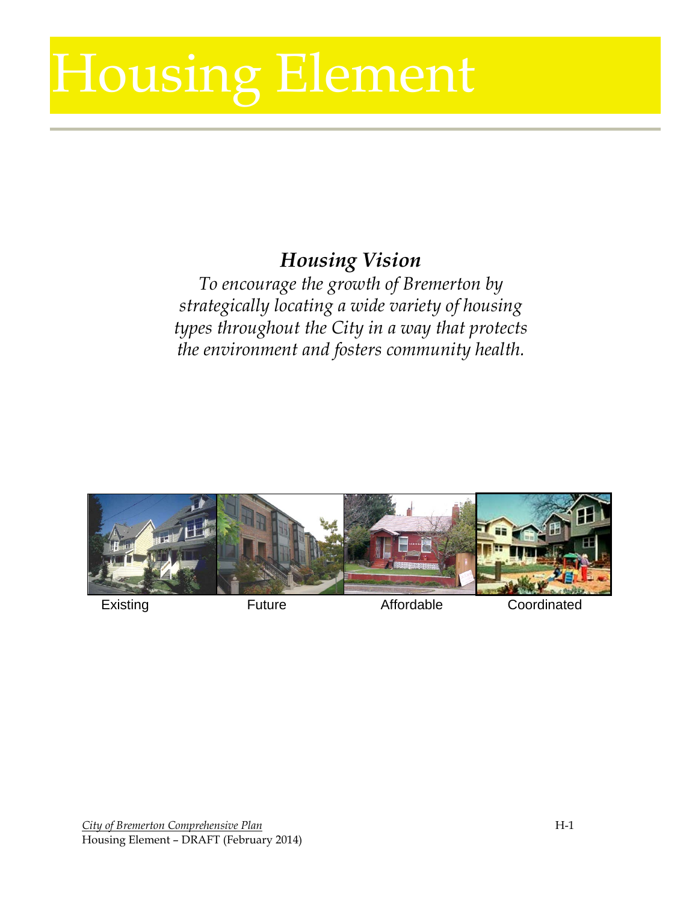# Housing Element

### *Housing Vision*

*To encourage the growth of Bremerton by strategically locating a wide variety of housing types throughout the City in a way that protects the environment and fosters community health.*

Existing Future Affordable Coordinated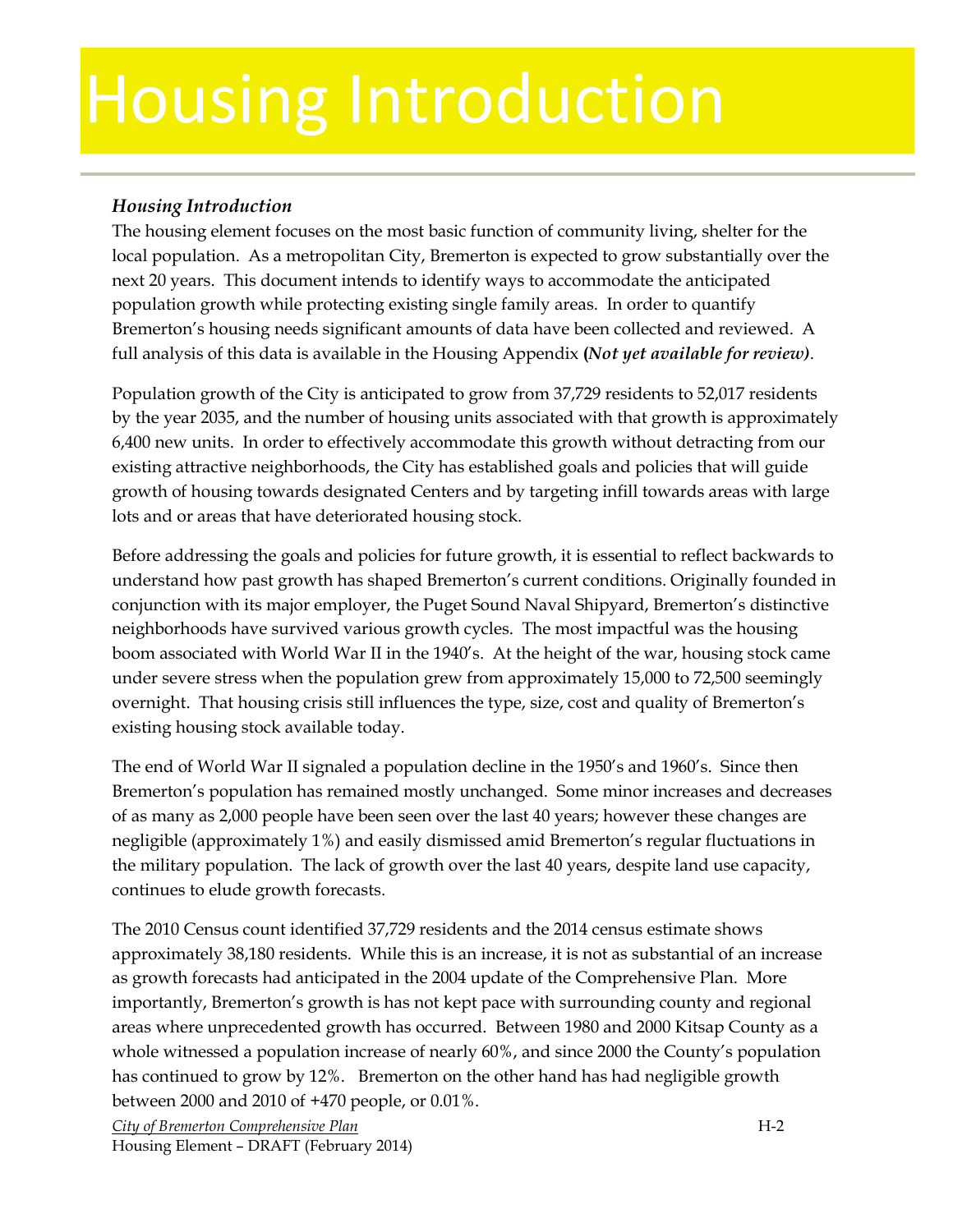# Housing Introduction

### *Housing Introduction*

The housing element focuses on the most basic function of community living, shelter for the local population. As a metropolitan City, Bremerton is expected to grow substantially over the next 20 years. This document intends to identify ways to accommodate the anticipated population growth while protecting existing single family areas. In order to quantify Bremerton's housing needs significant amounts of data have been collected and reviewed. A full analysis of this data is available in the Housing Appendix **(*Not yet available for review)***.

Population growth of the City is anticipated to grow from 37,729 residents to 52,017 residents by the year 2035, and the number of housing units associated with that growth is approximately 6,400 new units. In order to effectively accommodate this growth without detracting from our existing attractive neighborhoods, the City has established goals and policies that will guide growth of housing towards designated Centers and by targeting infill towards areas with large lots and or areas that have deteriorated housing stock.

Before addressing the goals and policies for future growth, it is essential to reflect backwards to understand how past growth has shaped Bremerton's current conditions. Originally founded in conjunction with its major employer, the Puget Sound Naval Shipyard, Bremerton's distinctive neighborhoods have survived various growth cycles. The most impactful was the housing boom associated with World War II in the 1940's. At the height of the war, housing stock came under severe stress when the population grew from approximately 15,000 to 72,500 seemingly overnight. That housing crisis still influences the type, size, cost and quality of Bremerton's existing housing stock available today.

The end of World War II signaled a population decline in the 1950's and 1960's. Since then Bremerton's population has remained mostly unchanged. Some minor increases and decreases of as many as 2,000 people have been seen over the last 40 years; however these changes are negligible (approximately 1%) and easily dismissed amid Bremerton's regular fluctuations in the military population. The lack of growth over the last 40 years, despite land use capacity, continues to elude growth forecasts.

The 2010 Census count identified 37,729 residents and the 2014 census estimate shows approximately 38,180 residents. While this is an increase, it is not as substantial of an increase as growth forecasts had anticipated in the 2004 update of the Comprehensive Plan. More importantly, Bremerton's growth is has not kept pace with surrounding county and regional areas where unprecedented growth has occurred. Between 1980 and 2000 Kitsap County as a whole witnessed a population increase of nearly 60%, and since 2000 the County's population has continued to grow by 12%. Bremerton on the other hand has had negligible growth between 2000 and 2010 of +470 people, or 0.01%.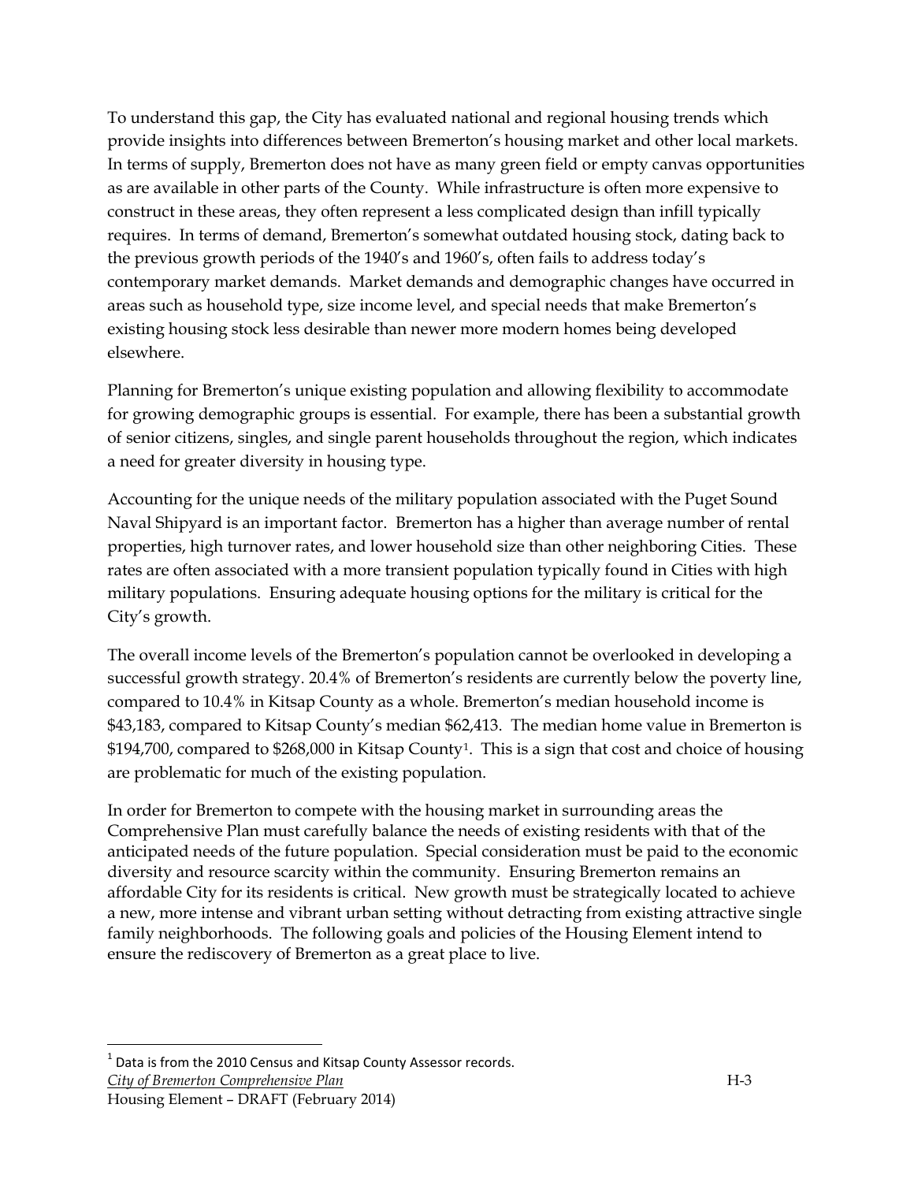To understand this gap, the City has evaluated national and regional housing trends which provide insights into differences between Bremerton's housing market and other local markets. In terms of supply, Bremerton does not have as many green field or empty canvas opportunities as are available in other parts of the County. While infrastructure is often more expensive to construct in these areas, they often represent a less complicated design than infill typically requires. In terms of demand, Bremerton's somewhat outdated housing stock, dating back to the previous growth periods of the 1940's and 1960's, often fails to address today's contemporary market demands. Market demands and demographic changes have occurred in areas such as household type, size income level, and special needs that make Bremerton's existing housing stock less desirable than newer more modern homes being developed elsewhere.

Planning for Bremerton's unique existing population and allowing flexibility to accommodate for growing demographic groups is essential. For example, there has been a substantial growth of senior citizens, singles, and single parent households throughout the region, which indicates a need for greater diversity in housing type.

Accounting for the unique needs of the military population associated with the Puget Sound Naval Shipyard is an important factor. Bremerton has a higher than average number of rental properties, high turnover rates, and lower household size than other neighboring Cities. These rates are often associated with a more transient population typically found in Cities with high military populations. Ensuring adequate housing options for the military is critical for the City's growth.

The overall income levels of the Bremerton's population cannot be overlooked in developing a successful growth strategy. 20.4% of Bremerton's residents are currently below the poverty line, compared to 10.4% in Kitsap County as a whole. Bremerton's median household income is $43,183, compared to Kitsap County's median $62,413. The median home value in Bremerton is $194,700, compared to $268,000 in Kitsap County[1]. This is a sign that cost and choice of housing are problematic for much of the existing population.

In order for Bremerton to compete with the housing market in surrounding areas the Comprehensive Plan must carefully balance the needs of existing residents with that of the anticipated needs of the future population. Special consideration must be paid to the economic diversity and resource scarcity within the community. Ensuring Bremerton remains an affordable City for its residents is critical. New growth must be strategically located to achieve a new, more intense and vibrant urban setting without detracting from existing attractive single family neighborhoods. The following goals and policies of the Housing Element intend to ensure the rediscovery of Bremerton as a great place to live.

---

[1] Data is from the 2010 Census and Kitsap County Assessor records.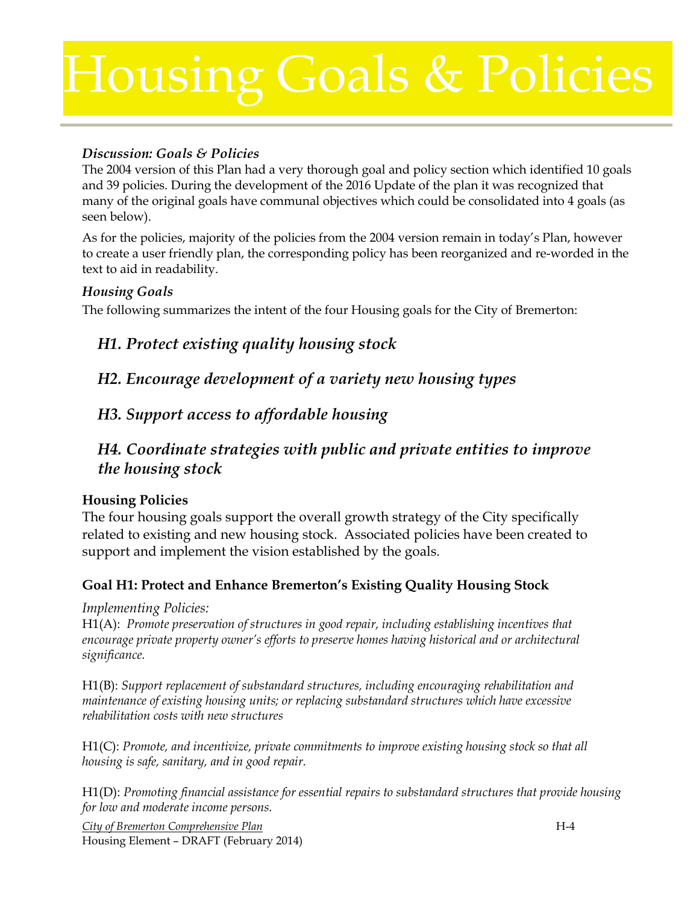# Housing Goals & Policies

***Discussion: Goals & Policies***

The 2004 version of this Plan had a very thorough goal and policy section which identified 10 goals and 39 policies. During the development of the 2016 Update of the plan it was recognized that many of the original goals have communal objectives which could be consolidated into 4 goals (as seen below).

As for the policies, majority of the policies from the 2004 version remain in today's Plan, however to create a user friendly plan, the corresponding policy has been reorganized and re-worded in the text to aid in readability.

***Housing Goals***

The following summarizes the intent of the four Housing goals for the City of Bremerton:

***H1. Protect existing quality housing stock***

***H2. Encourage development of a variety new housing types***

***H3. Support access to affordable housing***

***H4. Coordinate strategies with public and private entities to improve the housing stock***

## Housing Policies

The four housing goals support the overall growth strategy of the City specifically related to existing and new housing stock. Associated policies have been created to support and implement the vision established by the goals.

### Goal H1: Protect and Enhance Bremerton's Existing Quality Housing Stock

*Implementing Policies:*

H1(A): *Promote preservation of structures in good repair, including establishing incentives that encourage private property owner's efforts to preserve homes having historical and or architectural significance.*

H1(B): *Support replacement of substandard structures, including encouraging rehabilitation and maintenance of existing housing units; or replacing substandard structures which have excessive rehabilitation costs with new structures*

H1(C): *Promote, and incentivize, private commitments to improve existing housing stock so that all housing is safe, sanitary, and in good repair.*

H1(D): *Promoting financial assistance for essential repairs to substandard structures that provide housing for low and moderate income persons.*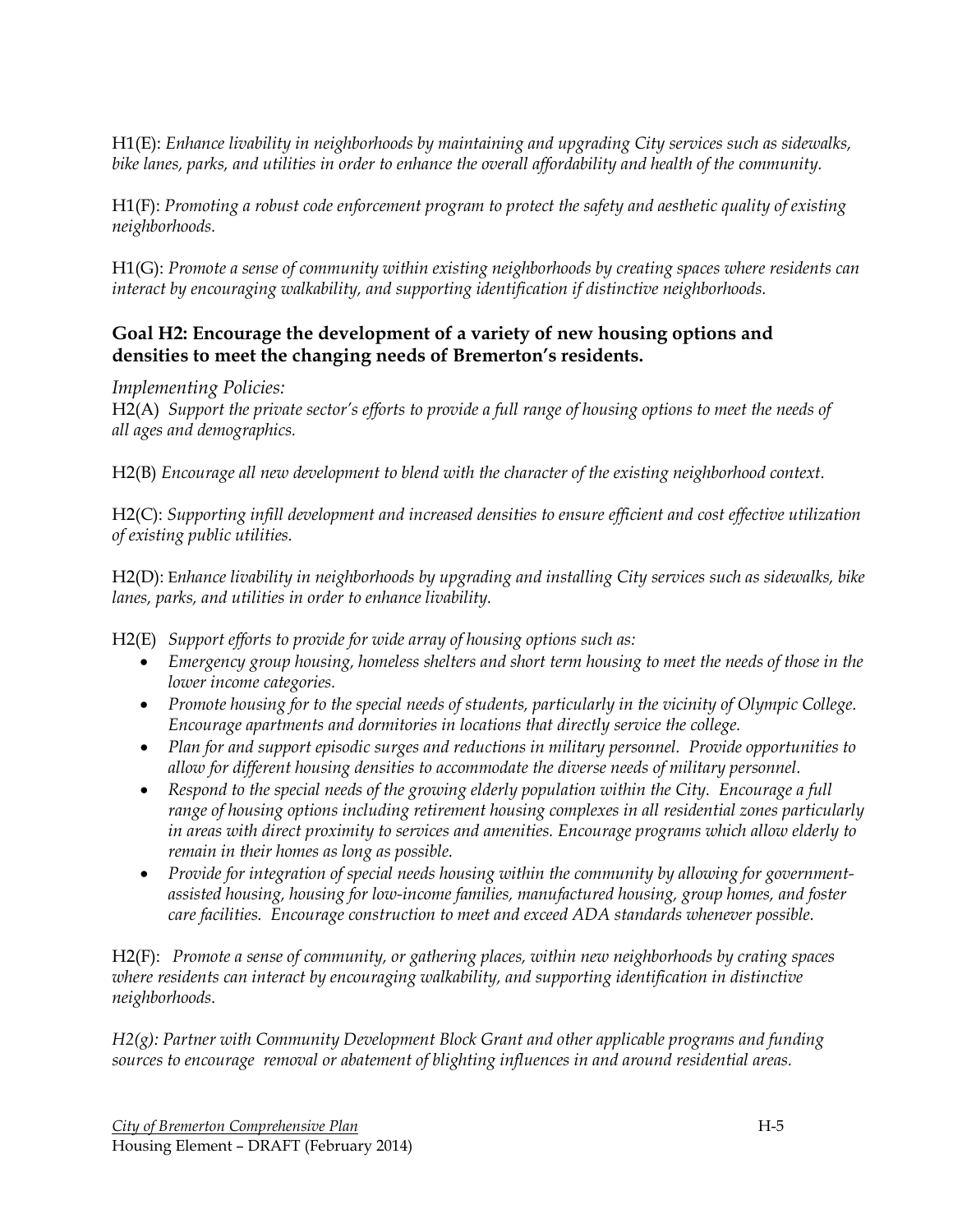H1(E): *Enhance livability in neighborhoods by maintaining and upgrading City services such as sidewalks, bike lanes, parks, and utilities in order to enhance the overall affordability and health of the community.*

H1(F): *Promoting a robust code enforcement program to protect the safety and aesthetic quality of existing neighborhoods.*

H1(G): *Promote a sense of community within existing neighborhoods by creating spaces where residents can interact by encouraging walkability, and supporting identification if distinctive neighborhoods.*

### Goal H2: Encourage the development of a variety of new housing options and densities to meet the changing needs of Bremerton's residents.

*Implementing Policies:*

H2(A) *Support the private sector's efforts to provide a full range of housing options to meet the needs of all ages and demographics.*

H2(B) *Encourage all new development to blend with the character of the existing neighborhood context.*

H2(C): *Supporting infill development and increased densities to ensure efficient and cost effective utilization of existing public utilities.*

H2(D): E*nhance livability in neighborhoods by upgrading and installing City services such as sidewalks, bike lanes, parks, and utilities in order to enhance livability.*

H2(E) *Support efforts to provide for wide array of housing options such as:*

- *Emergency group housing, homeless shelters and short term housing to meet the needs of those in the lower income categories.*
- *Promote housing for to the special needs of students, particularly in the vicinity of Olympic College. Encourage apartments and dormitories in locations that directly service the college.*
- *Plan for and support episodic surges and reductions in military personnel. Provide opportunities to allow for different housing densities to accommodate the diverse needs of military personnel.*
- *Respond to the special needs of the growing elderly population within the City. Encourage a full range of housing options including retirement housing complexes in all residential zones particularly in areas with direct proximity to services and amenities. Encourage programs which allow elderly to remain in their homes as long as possible.*
- *Provide for integration of special needs housing within the community by allowing for government-assisted housing, housing for low-income families, manufactured housing, group homes, and foster care facilities. Encourage construction to meet and exceed ADA standards whenever possible.*

H2(F): *Promote a sense of community, or gathering places, within new neighborhoods by crating spaces where residents can interact by encouraging walkability, and supporting identification in distinctive neighborhoods.*

*H2(g): Partner with Community Development Block Grant and other applicable programs and funding sources to encourage removal or abatement of blighting influences in and around residential areas.*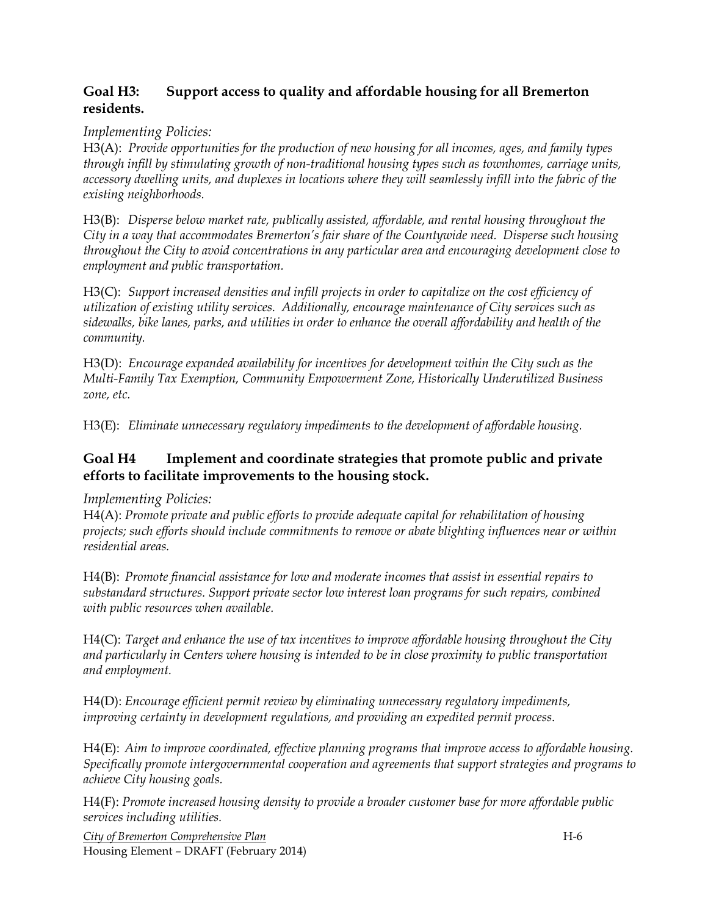## Goal H3: Support access to quality and affordable housing for all Bremerton residents.

*Implementing Policies:*

H3(A): *Provide opportunities for the production of new housing for all incomes, ages, and family types through infill by stimulating growth of non-traditional housing types such as townhomes, carriage units, accessory dwelling units, and duplexes in locations where they will seamlessly infill into the fabric of the existing neighborhoods.*

H3(B): *Disperse below market rate, publically assisted, affordable, and rental housing throughout the City in a way that accommodates Bremerton's fair share of the Countywide need. Disperse such housing throughout the City to avoid concentrations in any particular area and encouraging development close to employment and public transportation.*

H3(C): *Support increased densities and infill projects in order to capitalize on the cost efficiency of utilization of existing utility services. Additionally, encourage maintenance of City services such as sidewalks, bike lanes, parks, and utilities in order to enhance the overall affordability and health of the community.*

H3(D): *Encourage expanded availability for incentives for development within the City such as the Multi-Family Tax Exemption, Community Empowerment Zone, Historically Underutilized Business zone, etc.*

H3(E): *Eliminate unnecessary regulatory impediments to the development of affordable housing.*

## Goal H4 Implement and coordinate strategies that promote public and private efforts to facilitate improvements to the housing stock.

*Implementing Policies:*

H4(A): *Promote private and public efforts to provide adequate capital for rehabilitation of housing projects; such efforts should include commitments to remove or abate blighting influences near or within residential areas.*

H4(B): *Promote financial assistance for low and moderate incomes that assist in essential repairs to substandard structures. Support private sector low interest loan programs for such repairs, combined with public resources when available.*

H4(C): *Target and enhance the use of tax incentives to improve affordable housing throughout the City and particularly in Centers where housing is intended to be in close proximity to public transportation and employment.*

H4(D): *Encourage efficient permit review by eliminating unnecessary regulatory impediments, improving certainty in development regulations, and providing an expedited permit process.*

H4(E): *Aim to improve coordinated, effective planning programs that improve access to affordable housing. Specifically promote intergovernmental cooperation and agreements that support strategies and programs to achieve City housing goals.*

H4(F): *Promote increased housing density to provide a broader customer base for more affordable public services including utilities.*